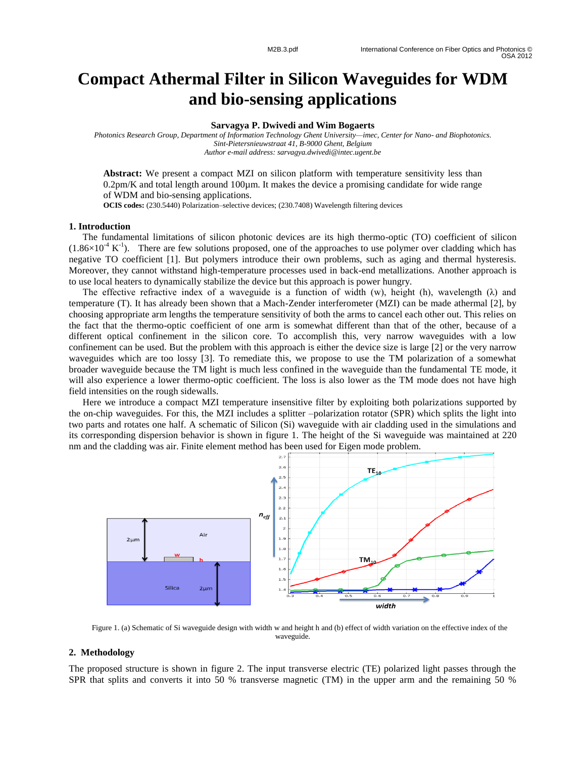# Compact Athermal Filter in Silicon Waveguides for WDM and bio-sensing applications

**Sarvagya P. Dwivedi and Wim Bogaerts**

*Photonics Research Group, Department of Information Technology Ghent University—imec, Center for Nano- and Biophotonics.*
*Sint-Pietersnieuwstraat 41, B-9000 Ghent, Belgium*
*Author e-mail address: sarvagya.dwivedi@intec.ugent.be*

**Abstract:** We present a compact MZI on silicon platform with temperature sensitivity less than 0.2pm/K and total length around 100µm. It makes the device a promising candidate for wide range of WDM and bio-sensing applications.

**OCIS codes:** (230.5440) Polarization–selective devices; (230.7408) Wavelength filtering devices

## 1. Introduction

The fundamental limitations of silicon photonic devices are its high thermo-optic (TO) coefficient of silicon ($1.86\times10^{-4}$ $K^{-1}$). There are few solutions proposed, one of the approaches to use polymer over cladding which has negative TO coefficient [1]. But polymers introduce their own problems, such as aging and thermal hysteresis. Moreover, they cannot withstand high-temperature processes used in back-end metallizations. Another approach is to use local heaters to dynamically stabilize the device but this approach is power hungry.

The effective refractive index of a waveguide is a function of width (w), height (h), wavelength (λ) and temperature (T). It has already been shown that a Mach-Zender interferometer (MZI) can be made athermal [2], by choosing appropriate arm lengths the temperature sensitivity of both the arms to cancel each other out. This relies on the fact that the thermo-optic coefficient of one arm is somewhat different than that of the other, because of a different optical confinement in the silicon core. To accomplish this, very narrow waveguides with a low confinement can be used. But the problem with this approach is either the device size is large [2] or the very narrow waveguides which are too lossy [3]. To remediate this, we propose to use the TM polarization of a somewhat broader waveguide because the TM light is much less confined in the waveguide than the fundamental TE mode, it will also experience a lower thermo-optic coefficient. The loss is also lower as the TM mode does not have high field intensities on the rough sidewalls.

Here we introduce a compact MZI temperature insensitive filter by exploiting both polarizations supported by the on-chip waveguides. For this, the MZI includes a splitter –polarization rotator (SPR) which splits the light into two parts and rotates one half. A schematic of Silicon (Si) waveguide with air cladding used in the simulations and its corresponding dispersion behavior is shown in figure 1. The height of the Si waveguide was maintained at 220 nm and the cladding was air. Finite element method has been used for Eigen mode problem.

Figure 1. (a) Schematic of Si waveguide design with width w and height h and (b) effect of width variation on the effective index of the waveguide.

## 2. Methodology

The proposed structure is shown in figure 2. The input transverse electric (TE) polarized light passes through the SPR that splits and converts it into 50 % transverse magnetic (TM) in the upper arm and the remaining 50 %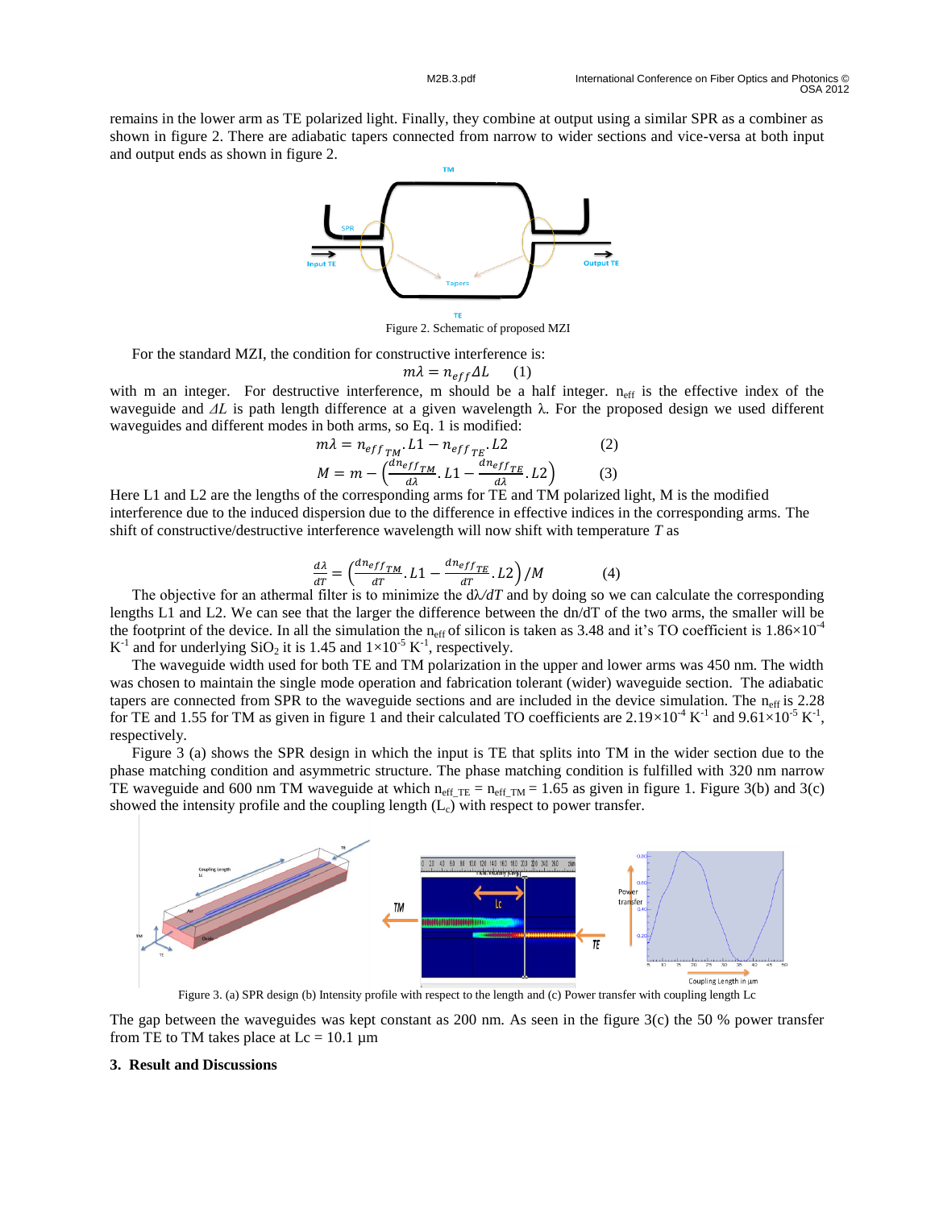remains in the lower arm as TE polarized light. Finally, they combine at output using a similar SPR as a combiner as shown in figure 2. There are adiabatic tapers connected from narrow to wider sections and vice-versa at both input and output ends as shown in figure 2.

Figure 2. Schematic of proposed MZI

For the standard MZI, the condition for constructive interference is:

$$m\lambda = n_{eff}\Delta L \qquad (1)$$

with m an integer. For destructive interference, m should be a half integer. $n_{eff}$ is the effective index of the waveguide and $\Delta L$ is path length difference at a given wavelength λ. For the proposed design we used different waveguides and different modes in both arms, so Eq. 1 is modified:

$$m\lambda = n_{eff_{TM}}.L1 - n_{eff_{TE}}.L2 \qquad (2)$$

$$M = m - \left(\frac{dn_{eff_{TM}}}{d\lambda}.L1 - \frac{dn_{eff_{TE}}}{d\lambda}.L2\right) \qquad (3)$$

Here L1 and L2 are the lengths of the corresponding arms for TE and TM polarized light, M is the modified interference due to the induced dispersion due to the difference in effective indices in the corresponding arms. The shift of constructive/destructive interference wavelength will now shift with temperature *T* as

$$\frac{d\lambda}{dT} = \left(\frac{dn_{eff_{TM}}}{dT}.L1 - \frac{dn_{eff_{TE}}}{dT}.L2\right)/M \qquad (4)$$

The objective for an athermal filter is to minimize the $d\lambda/dT$ and by doing so we can calculate the corresponding lengths L1 and L2. We can see that the larger the difference between the dn/dT of the two arms, the smaller will be the footprint of the device. In all the simulation the $n_{eff}$ of silicon is taken as 3.48 and it's TO coefficient is $1.86\times10^{-4}$ $K^{-1}$ and for underlying $SiO_2$ it is 1.45 and $1\times10^{-5}$ $K^{-1}$, respectively.

The waveguide width used for both TE and TM polarization in the upper and lower arms was 450 nm. The width was chosen to maintain the single mode operation and fabrication tolerant (wider) waveguide section. The adiabatic tapers are connected from SPR to the waveguide sections and are included in the device simulation. The $n_{eff}$ is 2.28 for TE and 1.55 for TM as given in figure 1 and their calculated TO coefficients are $2.19\times10^{-4}$ $K^{-1}$ and $9.61\times10^{-5}$ $K^{-1}$, respectively.

Figure 3 (a) shows the SPR design in which the input is TE that splits into TM in the wider section due to the phase matching condition and asymmetric structure. The phase matching condition is fulfilled with 320 nm narrow TE waveguide and 600 nm TM waveguide at which $n_{eff\_TE} = n_{eff\_TM} = 1.65$ as given in figure 1. Figure 3(b) and 3(c) showed the intensity profile and the coupling length ($L_c$) with respect to power transfer.

Figure 3. (a) SPR design (b) Intensity profile with respect to the length and (c) Power transfer with coupling length Lc

The gap between the waveguides was kept constant as 200 nm. As seen in the figure 3(c) the 50 % power transfer from TE to TM takes place at Lc = 10.1 μm

### 3. Result and Discussions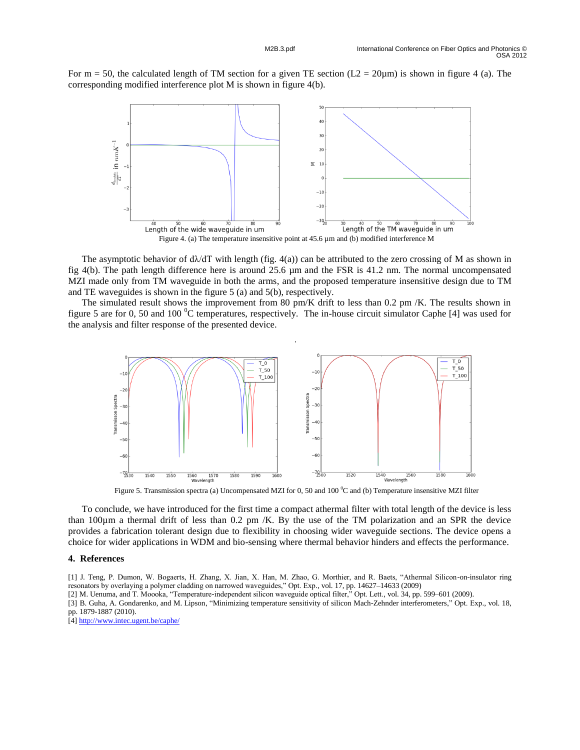For m = 50, the calculated length of TM section for a given TE section (L2 = 20µm) is shown in figure 4 (a). The corresponding modified interference plot M is shown in figure 4(b).

$\frac{d_{\lambda_{\text{null}}}}{dT}$ in $nmK^{-1}$

Length of the wide waveguide in um

M

Length of the TM waveguide in um

Figure 4. (a) The temperature insensitive point at 45.6 µm and (b) modified interference M

The asymptotic behavior of dλ/dT with length (fig. 4(a)) can be attributed to the zero crossing of M as shown in fig 4(b). The path length difference here is around 25.6 µm and the FSR is 41.2 nm. The normal uncompensated MZI made only from TM waveguide in both the arms, and the proposed temperature insensitive design due to TM and TE waveguides is shown in the figure 5 (a) and 5(b), respectively.

The simulated result shows the improvement from 80 pm/K drift to less than 0.2 pm /K. The results shown in figure 5 are for 0, 50 and 100 $^0$C temperatures, respectively. The in-house circuit simulator Caphe [4] was used for the analysis and filter response of the presented device.

Transmisson Spectra

Wavelength

T_0
T_50
T_100

Figure 5. Transmission spectra (a) Uncompensated MZI for 0, 50 and 100 $^0$C and (b) Temperature insensitive MZI filter

To conclude, we have introduced for the first time a compact athermal filter with total length of the device is less than 100µm a thermal drift of less than 0.2 pm /K. By the use of the TM polarization and an SPR the device provides a fabrication tolerant design due to flexibility in choosing wider waveguide sections. The device opens a choice for wider applications in WDM and bio-sensing where thermal behavior hinders and effects the performance.

## 4. References

[1] J. Teng, P. Dumon, W. Bogaerts, H. Zhang, X. Jian, X. Han, M. Zhao, G. Morthier, and R. Baets, "Athermal Silicon-on-insulator ring resonators by overlaying a polymer cladding on narrowed waveguides," Opt. Exp., vol. 17, pp. 14627–14633 (2009)

[2] M. Uenuma, and T. Moooka, "Temperature-independent silicon waveguide optical filter," Opt. Lett., vol. 34, pp. 599–601 (2009).

[3] B. Guha, A. Gondarenko, and M. Lipson, "Minimizing temperature sensitivity of silicon Mach-Zehnder interferometers," Opt. Exp., vol. 18, pp. 1879-1887 (2010).

[4] http://www.intec.ugent.be/caphe/